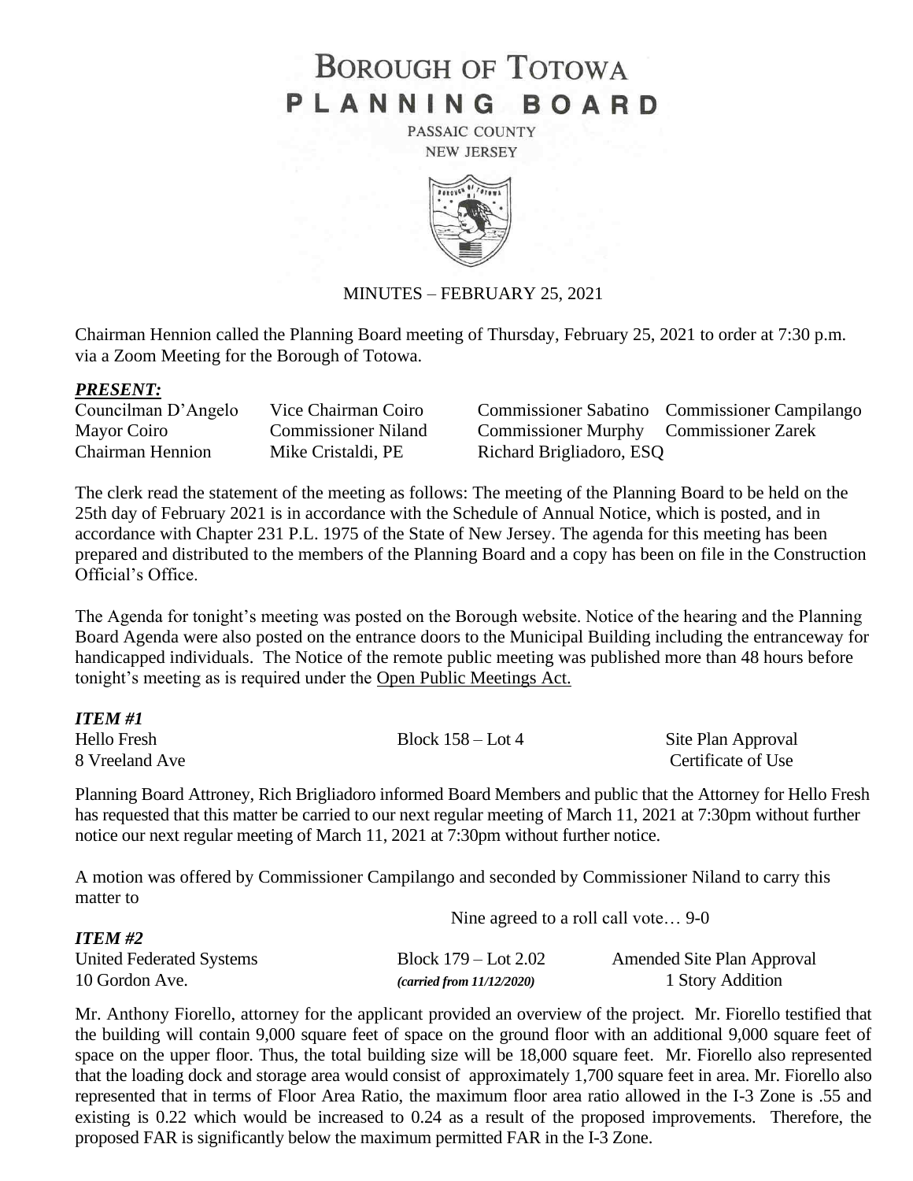# BOROUGH OF TOTOWA
# PLANNING BOARD

PASSAIC COUNTY
NEW JERSEY

MINUTES – FEBRUARY 25, 2021

Chairman Hennion called the Planning Board meeting of Thursday, February 25, 2021 to order at 7:30 p.m. via a Zoom Meeting for the Borough of Totowa.

***PRESENT:***

| | | | |
|---|---|---|---|
| Councilman D'Angelo | Vice Chairman Coiro | Commissioner Sabatino | Commissioner Campilango |
| Mayor Coiro | Commissioner Niland | Commissioner Murphy | Commissioner Zarek |
| Chairman Hennion | Mike Cristaldi, PE | Richard Brigliadoro, ESQ | |

The clerk read the statement of the meeting as follows: The meeting of the Planning Board to be held on the 25th day of February 2021 is in accordance with the Schedule of Annual Notice, which is posted, and in accordance with Chapter 231 P.L. 1975 of the State of New Jersey. The agenda for this meeting has been prepared and distributed to the members of the Planning Board and a copy has been on file in the Construction Official's Office.

The Agenda for tonight's meeting was posted on the Borough website. Notice of the hearing and the Planning Board Agenda were also posted on the entrance doors to the Municipal Building including the entranceway for handicapped individuals. The Notice of the remote public meeting was published more than 48 hours before tonight's meeting as is required under the Open Public Meetings Act.

***ITEM #1***

| | | |
|---|---|---|
| Hello Fresh | Block 158 – Lot 4 | Site Plan Approval |
| 8 Vreeland Ave | | Certificate of Use |

Planning Board Attroney, Rich Brigliadoro informed Board Members and public that the Attorney for Hello Fresh has requested that this matter be carried to our next regular meeting of March 11, 2021 at 7:30pm without further notice our next regular meeting of March 11, 2021 at 7:30pm without further notice.

A motion was offered by Commissioner Campilango and seconded by Commissioner Niland to carry this matter to

Nine agreed to a roll call vote… 9-0

***ITEM #2***

| | | |
|---|---|---|
| United Federated Systems | Block 179 – Lot 2.02 | Amended Site Plan Approval |
| 10 Gordon Ave. | *(carried from 11/12/2020)* | 1 Story Addition |

Mr. Anthony Fiorello, attorney for the applicant provided an overview of the project. Mr. Fiorello testified that the building will contain 9,000 square feet of space on the ground floor with an additional 9,000 square feet of space on the upper floor. Thus, the total building size will be 18,000 square feet. Mr. Fiorello also represented that the loading dock and storage area would consist of approximately 1,700 square feet in area. Mr. Fiorello also represented that in terms of Floor Area Ratio, the maximum floor area ratio allowed in the I-3 Zone is .55 and existing is 0.22 which would be increased to 0.24 as a result of the proposed improvements. Therefore, the proposed FAR is significantly below the maximum permitted FAR in the I-3 Zone.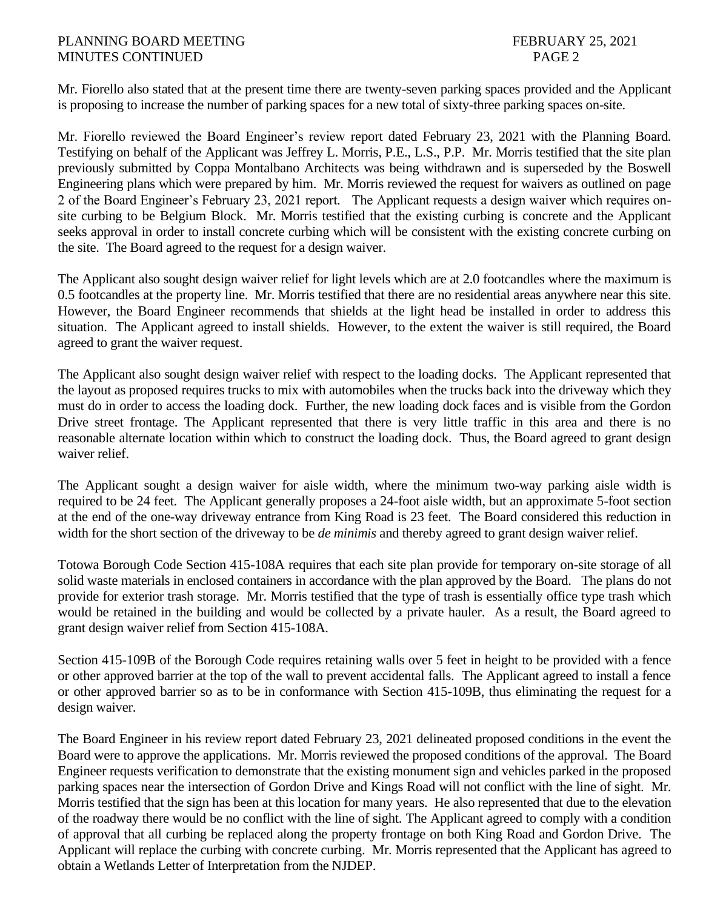Mr. Fiorello also stated that at the present time there are twenty-seven parking spaces provided and the Applicant is proposing to increase the number of parking spaces for a new total of sixty-three parking spaces on-site.

Mr. Fiorello reviewed the Board Engineer's review report dated February 23, 2021 with the Planning Board. Testifying on behalf of the Applicant was Jeffrey L. Morris, P.E., L.S., P.P. Mr. Morris testified that the site plan previously submitted by Coppa Montalbano Architects was being withdrawn and is superseded by the Boswell Engineering plans which were prepared by him. Mr. Morris reviewed the request for waivers as outlined on page 2 of the Board Engineer's February 23, 2021 report. The Applicant requests a design waiver which requires on-site curbing to be Belgium Block. Mr. Morris testified that the existing curbing is concrete and the Applicant seeks approval in order to install concrete curbing which will be consistent with the existing concrete curbing on the site. The Board agreed to the request for a design waiver.

The Applicant also sought design waiver relief for light levels which are at 2.0 footcandles where the maximum is 0.5 footcandles at the property line. Mr. Morris testified that there are no residential areas anywhere near this site. However, the Board Engineer recommends that shields at the light head be installed in order to address this situation. The Applicant agreed to install shields. However, to the extent the waiver is still required, the Board agreed to grant the waiver request.

The Applicant also sought design waiver relief with respect to the loading docks. The Applicant represented that the layout as proposed requires trucks to mix with automobiles when the trucks back into the driveway which they must do in order to access the loading dock. Further, the new loading dock faces and is visible from the Gordon Drive street frontage. The Applicant represented that there is very little traffic in this area and there is no reasonable alternate location within which to construct the loading dock. Thus, the Board agreed to grant design waiver relief.

The Applicant sought a design waiver for aisle width, where the minimum two-way parking aisle width is required to be 24 feet. The Applicant generally proposes a 24-foot aisle width, but an approximate 5-foot section at the end of the one-way driveway entrance from King Road is 23 feet. The Board considered this reduction in width for the short section of the driveway to be *de minimis* and thereby agreed to grant design waiver relief.

Totowa Borough Code Section 415-108A requires that each site plan provide for temporary on-site storage of all solid waste materials in enclosed containers in accordance with the plan approved by the Board. The plans do not provide for exterior trash storage. Mr. Morris testified that the type of trash is essentially office type trash which would be retained in the building and would be collected by a private hauler. As a result, the Board agreed to grant design waiver relief from Section 415-108A.

Section 415-109B of the Borough Code requires retaining walls over 5 feet in height to be provided with a fence or other approved barrier at the top of the wall to prevent accidental falls. The Applicant agreed to install a fence or other approved barrier so as to be in conformance with Section 415-109B, thus eliminating the request for a design waiver.

The Board Engineer in his review report dated February 23, 2021 delineated proposed conditions in the event the Board were to approve the applications. Mr. Morris reviewed the proposed conditions of the approval. The Board Engineer requests verification to demonstrate that the existing monument sign and vehicles parked in the proposed parking spaces near the intersection of Gordon Drive and Kings Road will not conflict with the line of sight. Mr. Morris testified that the sign has been at this location for many years. He also represented that due to the elevation of the roadway there would be no conflict with the line of sight. The Applicant agreed to comply with a condition of approval that all curbing be replaced along the property frontage on both King Road and Gordon Drive. The Applicant will replace the curbing with concrete curbing. Mr. Morris represented that the Applicant has agreed to obtain a Wetlands Letter of Interpretation from the NJDEP.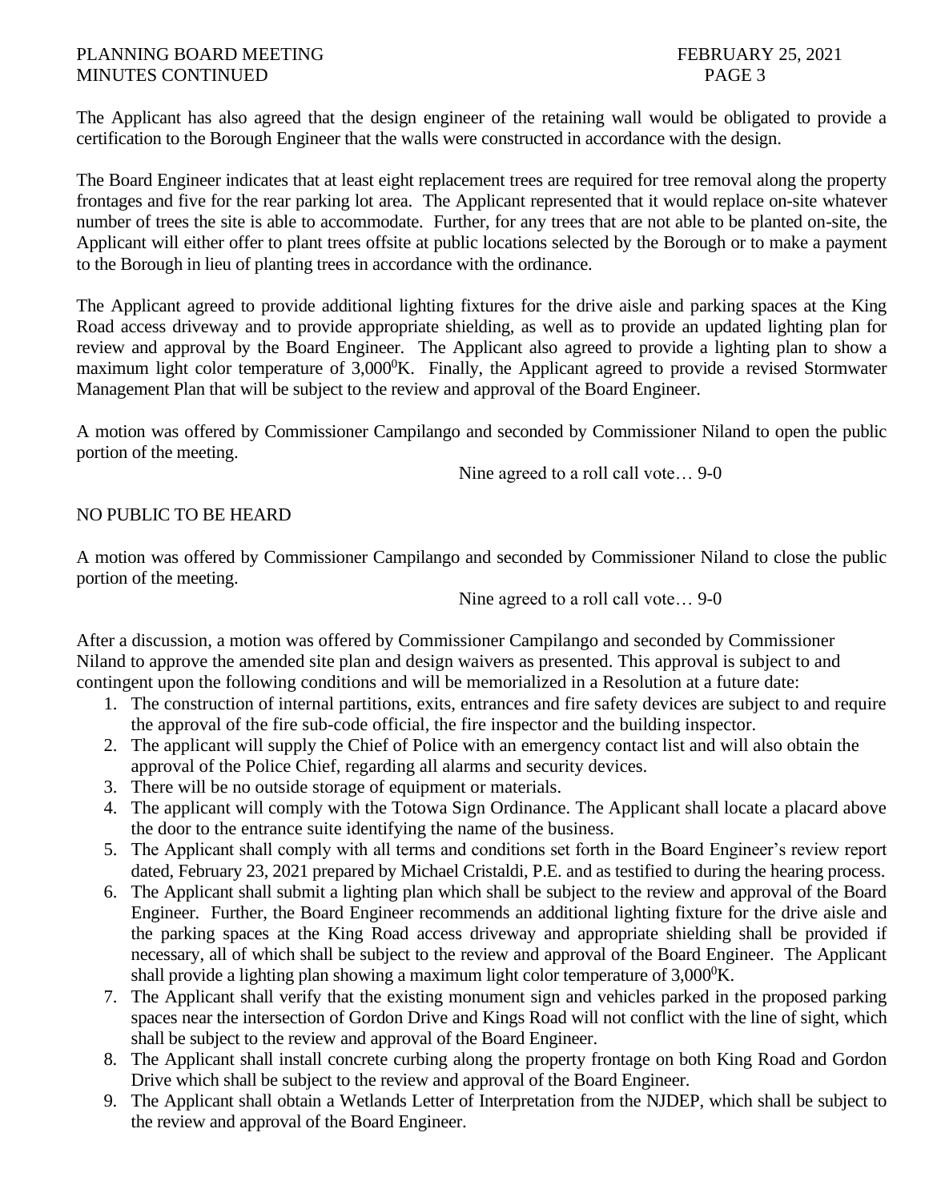The Applicant has also agreed that the design engineer of the retaining wall would be obligated to provide a certification to the Borough Engineer that the walls were constructed in accordance with the design.

The Board Engineer indicates that at least eight replacement trees are required for tree removal along the property frontages and five for the rear parking lot area. The Applicant represented that it would replace on-site whatever number of trees the site is able to accommodate. Further, for any trees that are not able to be planted on-site, the Applicant will either offer to plant trees offsite at public locations selected by the Borough or to make a payment to the Borough in lieu of planting trees in accordance with the ordinance.

The Applicant agreed to provide additional lighting fixtures for the drive aisle and parking spaces at the King Road access driveway and to provide appropriate shielding, as well as to provide an updated lighting plan for review and approval by the Board Engineer. The Applicant also agreed to provide a lighting plan to show a maximum light color temperature of $3{,}000^{0}$K. Finally, the Applicant agreed to provide a revised Stormwater Management Plan that will be subject to the review and approval of the Board Engineer.

A motion was offered by Commissioner Campilango and seconded by Commissioner Niland to open the public portion of the meeting.

Nine agreed to a roll call vote… 9-0

NO PUBLIC TO BE HEARD

A motion was offered by Commissioner Campilango and seconded by Commissioner Niland to close the public portion of the meeting.

Nine agreed to a roll call vote… 9-0

After a discussion, a motion was offered by Commissioner Campilango and seconded by Commissioner Niland to approve the amended site plan and design waivers as presented. This approval is subject to and contingent upon the following conditions and will be memorialized in a Resolution at a future date:

1. The construction of internal partitions, exits, entrances and fire safety devices are subject to and require the approval of the fire sub-code official, the fire inspector and the building inspector.
2. The applicant will supply the Chief of Police with an emergency contact list and will also obtain the approval of the Police Chief, regarding all alarms and security devices.
3. There will be no outside storage of equipment or materials.
4. The applicant will comply with the Totowa Sign Ordinance. The Applicant shall locate a placard above the door to the entrance suite identifying the name of the business.
5. The Applicant shall comply with all terms and conditions set forth in the Board Engineer's review report dated, February 23, 2021 prepared by Michael Cristaldi, P.E. and as testified to during the hearing process.
6. The Applicant shall submit a lighting plan which shall be subject to the review and approval of the Board Engineer. Further, the Board Engineer recommends an additional lighting fixture for the drive aisle and the parking spaces at the King Road access driveway and appropriate shielding shall be provided if necessary, all of which shall be subject to the review and approval of the Board Engineer. The Applicant shall provide a lighting plan showing a maximum light color temperature of $3{,}000^{0}$K.
7. The Applicant shall verify that the existing monument sign and vehicles parked in the proposed parking spaces near the intersection of Gordon Drive and Kings Road will not conflict with the line of sight, which shall be subject to the review and approval of the Board Engineer.
8. The Applicant shall install concrete curbing along the property frontage on both King Road and Gordon Drive which shall be subject to the review and approval of the Board Engineer.
9. The Applicant shall obtain a Wetlands Letter of Interpretation from the NJDEP, which shall be subject to the review and approval of the Board Engineer.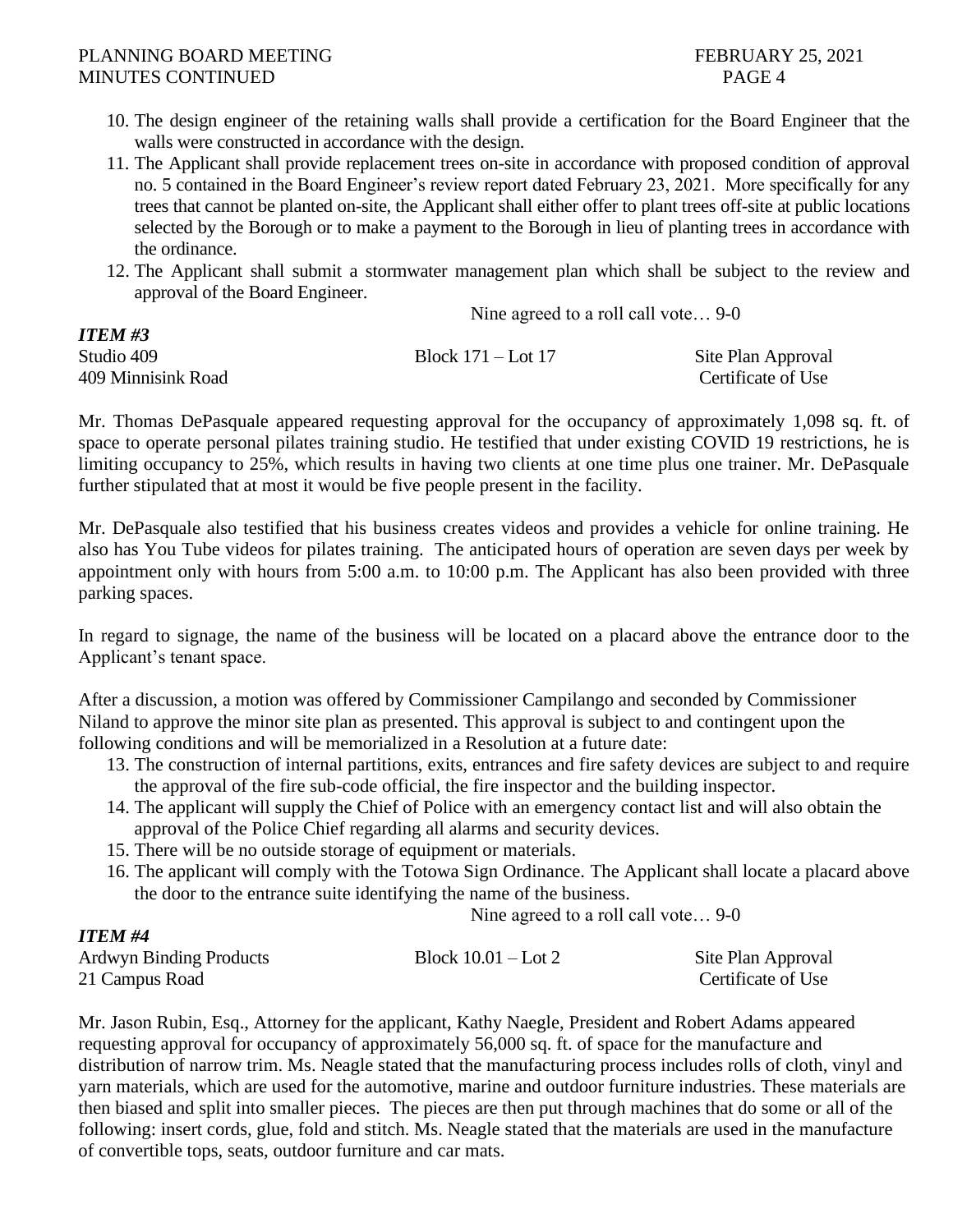10. The design engineer of the retaining walls shall provide a certification for the Board Engineer that the walls were constructed in accordance with the design.
11. The Applicant shall provide replacement trees on-site in accordance with proposed condition of approval no. 5 contained in the Board Engineer's review report dated February 23, 2021. More specifically for any trees that cannot be planted on-site, the Applicant shall either offer to plant trees off-site at public locations selected by the Borough or to make a payment to the Borough in lieu of planting trees in accordance with the ordinance.
12. The Applicant shall submit a stormwater management plan which shall be subject to the review and approval of the Board Engineer.

Nine agreed to a roll call vote… 9-0

***ITEM #3***

| | | |
|---|---|---|
| Studio 409 | Block 171 – Lot 17 | Site Plan Approval |
| 409 Minnisink Road | | Certificate of Use |

Mr. Thomas DePasquale appeared requesting approval for the occupancy of approximately 1,098 sq. ft. of space to operate personal pilates training studio. He testified that under existing COVID 19 restrictions, he is limiting occupancy to 25%, which results in having two clients at one time plus one trainer. Mr. DePasquale further stipulated that at most it would be five people present in the facility.

Mr. DePasquale also testified that his business creates videos and provides a vehicle for online training. He also has You Tube videos for pilates training. The anticipated hours of operation are seven days per week by appointment only with hours from 5:00 a.m. to 10:00 p.m. The Applicant has also been provided with three parking spaces.

In regard to signage, the name of the business will be located on a placard above the entrance door to the Applicant's tenant space.

After a discussion, a motion was offered by Commissioner Campilango and seconded by Commissioner Niland to approve the minor site plan as presented. This approval is subject to and contingent upon the following conditions and will be memorialized in a Resolution at a future date:

13. The construction of internal partitions, exits, entrances and fire safety devices are subject to and require the approval of the fire sub-code official, the fire inspector and the building inspector.
14. The applicant will supply the Chief of Police with an emergency contact list and will also obtain the approval of the Police Chief regarding all alarms and security devices.
15. There will be no outside storage of equipment or materials.
16. The applicant will comply with the Totowa Sign Ordinance. The Applicant shall locate a placard above the door to the entrance suite identifying the name of the business.

Nine agreed to a roll call vote… 9-0

***ITEM #4***

| | | |
|---|---|---|
| Ardwyn Binding Products | Block 10.01 – Lot 2 | Site Plan Approval |
| 21 Campus Road | | Certificate of Use |

Mr. Jason Rubin, Esq., Attorney for the applicant, Kathy Naegle, President and Robert Adams appeared requesting approval for occupancy of approximately 56,000 sq. ft. of space for the manufacture and distribution of narrow trim. Ms. Neagle stated that the manufacturing process includes rolls of cloth, vinyl and yarn materials, which are used for the automotive, marine and outdoor furniture industries. These materials are then biased and split into smaller pieces. The pieces are then put through machines that do some or all of the following: insert cords, glue, fold and stitch. Ms. Neagle stated that the materials are used in the manufacture of convertible tops, seats, outdoor furniture and car mats.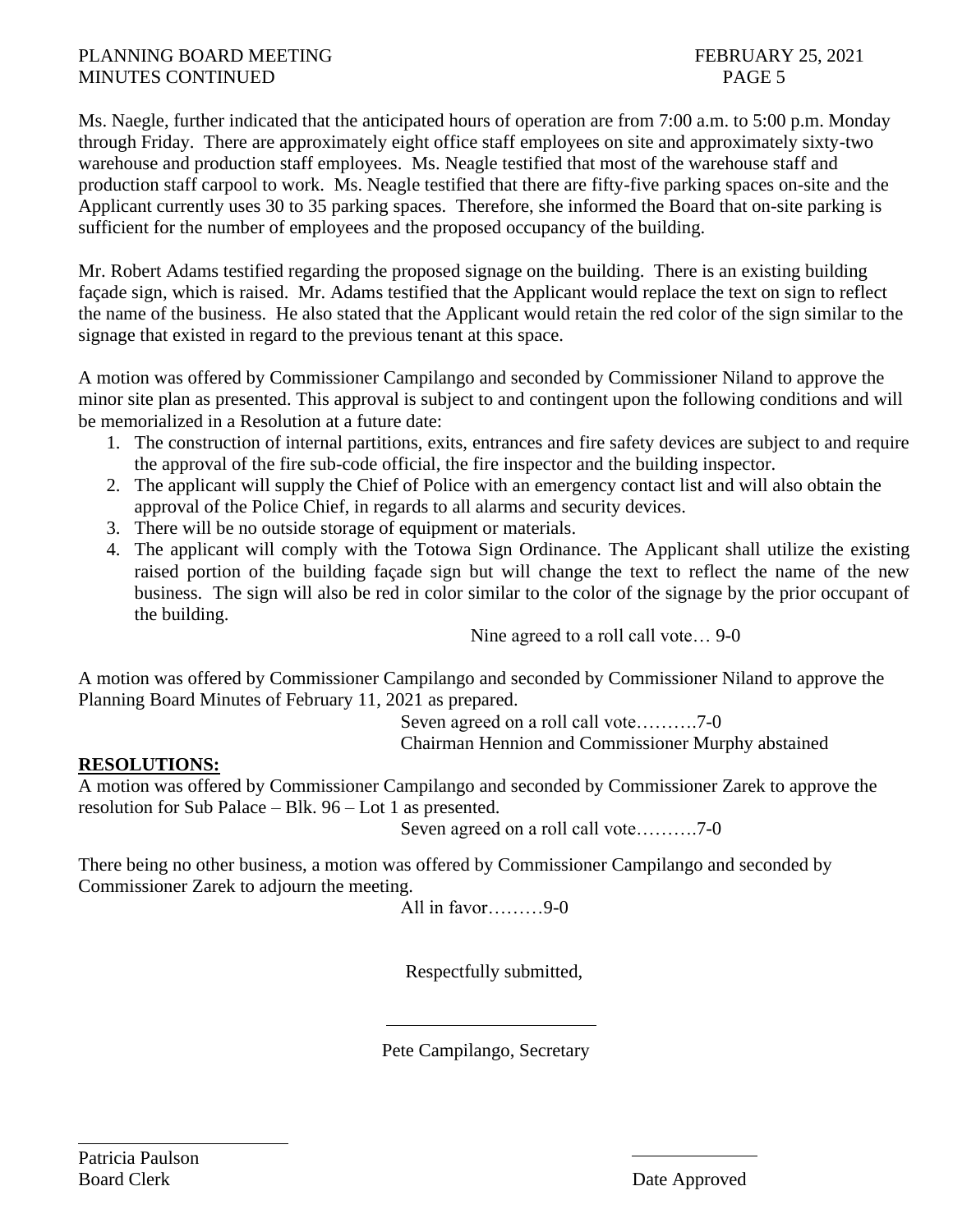Ms. Naegle, further indicated that the anticipated hours of operation are from 7:00 a.m. to 5:00 p.m. Monday through Friday. There are approximately eight office staff employees on site and approximately sixty-two warehouse and production staff employees. Ms. Neagle testified that most of the warehouse staff and production staff carpool to work. Ms. Neagle testified that there are fifty-five parking spaces on-site and the Applicant currently uses 30 to 35 parking spaces. Therefore, she informed the Board that on-site parking is sufficient for the number of employees and the proposed occupancy of the building.

Mr. Robert Adams testified regarding the proposed signage on the building. There is an existing building façade sign, which is raised. Mr. Adams testified that the Applicant would replace the text on sign to reflect the name of the business. He also stated that the Applicant would retain the red color of the sign similar to the signage that existed in regard to the previous tenant at this space.

A motion was offered by Commissioner Campilango and seconded by Commissioner Niland to approve the minor site plan as presented. This approval is subject to and contingent upon the following conditions and will be memorialized in a Resolution at a future date:

1. The construction of internal partitions, exits, entrances and fire safety devices are subject to and require the approval of the fire sub-code official, the fire inspector and the building inspector.
2. The applicant will supply the Chief of Police with an emergency contact list and will also obtain the approval of the Police Chief, in regards to all alarms and security devices.
3. There will be no outside storage of equipment or materials.
4. The applicant will comply with the Totowa Sign Ordinance. The Applicant shall utilize the existing raised portion of the building façade sign but will change the text to reflect the name of the new business. The sign will also be red in color similar to the color of the signage by the prior occupant of the building.

Nine agreed to a roll call vote… 9-0

A motion was offered by Commissioner Campilango and seconded by Commissioner Niland to approve the Planning Board Minutes of February 11, 2021 as prepared.

Seven agreed on a roll call vote……….7-0
Chairman Hennion and Commissioner Murphy abstained

**RESOLUTIONS:**

A motion was offered by Commissioner Campilango and seconded by Commissioner Zarek to approve the resolution for Sub Palace – Blk. 96 – Lot 1 as presented.

Seven agreed on a roll call vote……….7-0

There being no other business, a motion was offered by Commissioner Campilango and seconded by Commissioner Zarek to adjourn the meeting.

All in favor………9-0

Respectfully submitted,

Pete Campilango, Secretary

Patricia Paulson
Board Clerk

Date Approved